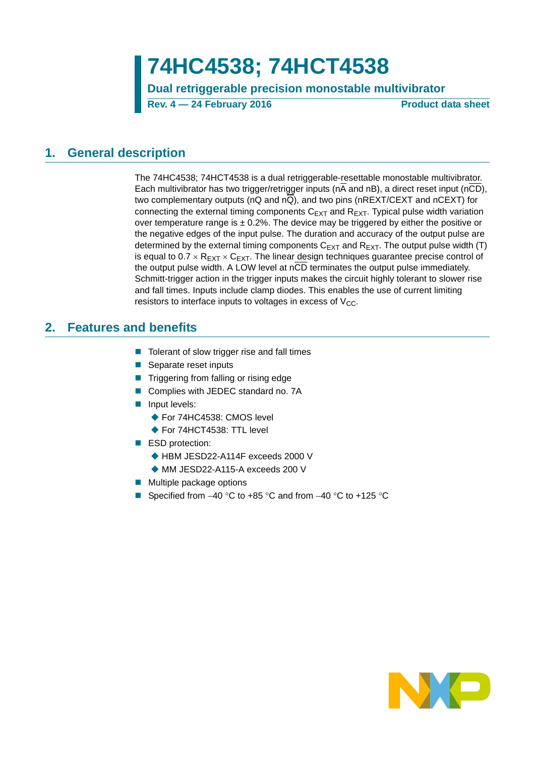# 74HC4538; 74HCT4538

**Dual retriggerable precision monostable multivibrator**

**Rev. 4 — 24 February 2016** **Product data sheet**

## 1. General description

The 74HC4538; 74HCT4538 is a dual retriggerable-resettable monostable multivibrator. Each multivibrator has two trigger/retrigger inputs ($n\overline{A}$ and nB), a direct reset input ($n\overline{CD}$), two complementary outputs (nQ and $n\overline{Q}$), and two pins (nREXT/CEXT and nCEXT) for connecting the external timing components $C_{EXT}$ and $R_{EXT}$. Typical pulse width variation over temperature range is ± 0.2%. The device may be triggered by either the positive or the negative edges of the input pulse. The duration and accuracy of the output pulse are determined by the external timing components $C_{EXT}$ and $R_{EXT}$. The output pulse width (T) is equal to $0.7 \times R_{EXT} \times C_{EXT}$. The linear design techniques guarantee precise control of the output pulse width. A LOW level at $n\overline{CD}$ terminates the output pulse immediately. Schmitt-trigger action in the trigger inputs makes the circuit highly tolerant to slower rise and fall times. Inputs include clamp diodes. This enables the use of current limiting resistors to interface inputs to voltages in excess of $V_{CC}$.

## 2. Features and benefits

- Tolerant of slow trigger rise and fall times
- Separate reset inputs
- Triggering from falling or rising edge
- Complies with JEDEC standard no. 7A
- Input levels:
  - For 74HC4538: CMOS level
  - For 74HCT4538: TTL level
- ESD protection:
  - HBM JESD22-A114F exceeds 2000 V
  - MM JESD22-A115-A exceeds 200 V
- Multiple package options
- Specified from −40 °C to +85 °C and from −40 °C to +125 °C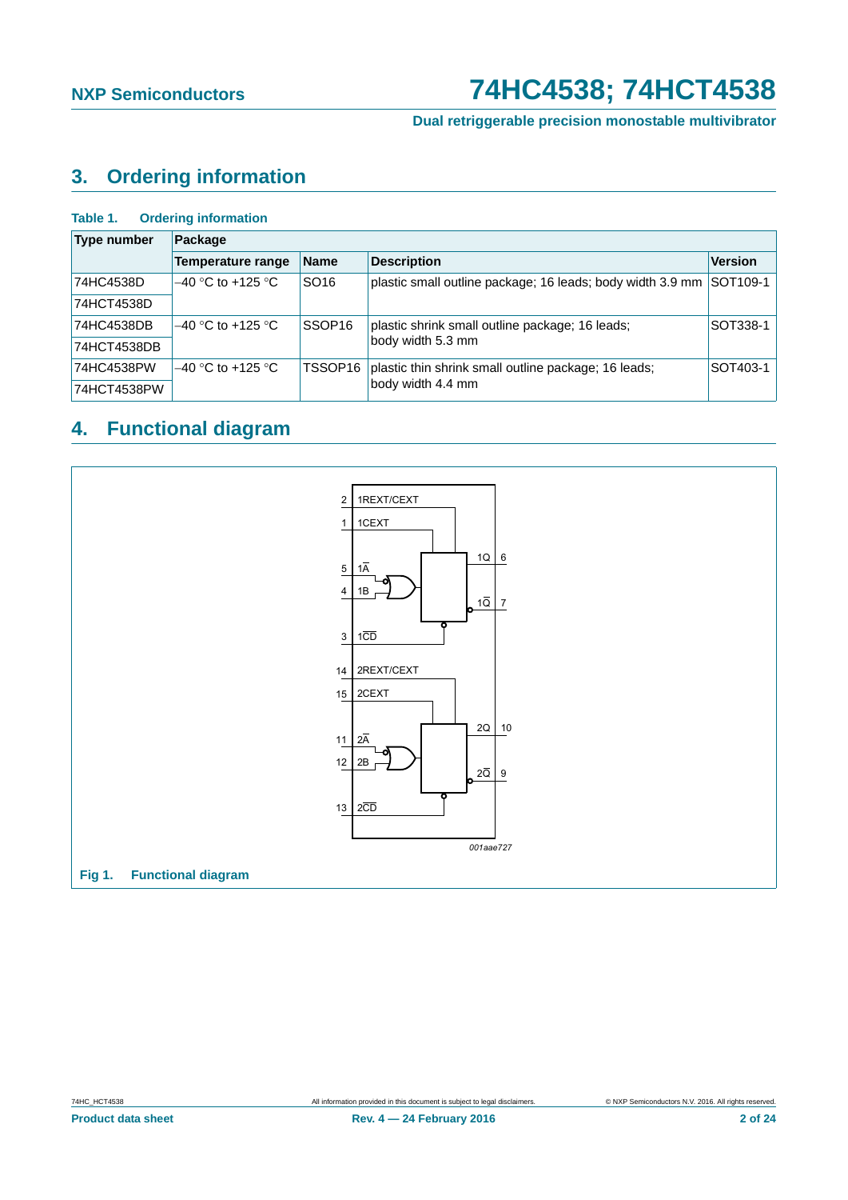## 3. Ordering information

**Table 1. Ordering information**

| Type number | Package | | | |
|---|---|---|---|---|
| | Temperature range | Name | Description | Version |
| 74HC4538D | −40 °C to +125 °C | SO16 | plastic small outline package; 16 leads; body width 3.9 mm | SOT109-1 |
| 74HCT4538D | | | | |
| 74HC4538DB | −40 °C to +125 °C | SSOP16 | plastic shrink small outline package; 16 leads; body width 5.3 mm | SOT338-1 |
| 74HCT4538DB | | | | |
| 74HC4538PW | −40 °C to +125 °C | TSSOP16 | plastic thin shrink small outline package; 16 leads; body width 4.4 mm | SOT403-1 |
| 74HCT4538PW | | | | |

## 4. Functional diagram

**Fig 1. Functional diagram**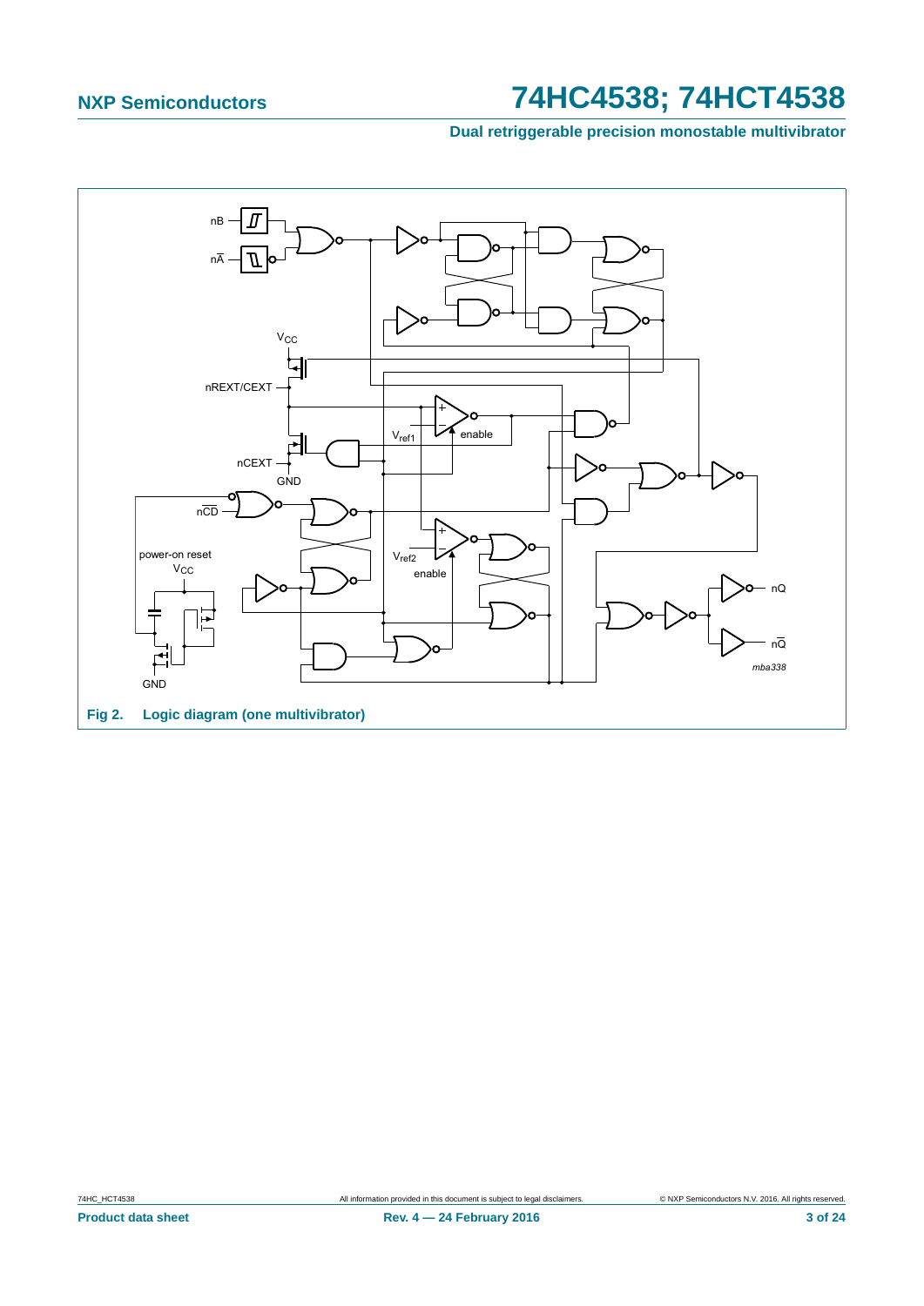Fig 2. Logic diagram (one multivibrator)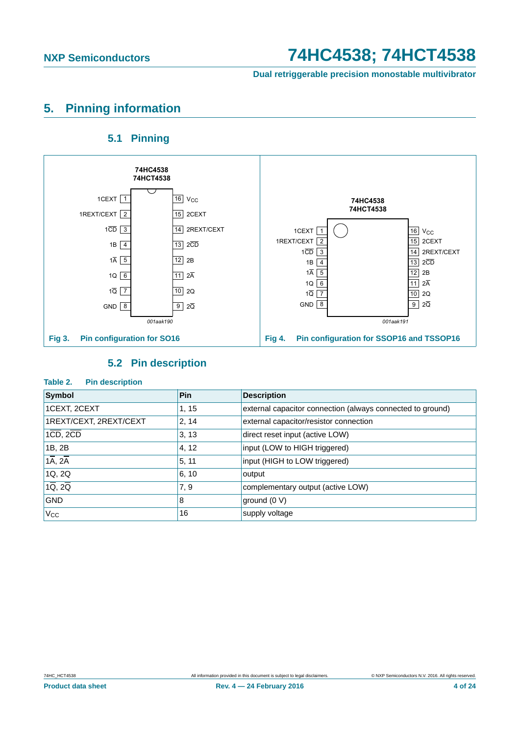## 5. Pinning information

### 5.1 Pinning

Fig 3. Pin configuration for SO16

Fig 4. Pin configuration for SSOP16 and TSSOP16

### 5.2 Pin description

**Table 2. Pin description**

| Symbol | Pin | Description |
|---|---|---|
| 1CEXT, 2CEXT | 1, 15 | external capacitor connection (always connected to ground) |
| 1REXT/CEXT, 2REXT/CEXT | 2, 14 | external capacitor/resistor connection |
| $1\overline{CD}$, $2\overline{CD}$ | 3, 13 | direct reset input (active LOW) |
| 1B, 2B | 4, 12 | input (LOW to HIGH triggered) |
| $1\overline{A}$, $2\overline{A}$ | 5, 11 | input (HIGH to LOW triggered) |
| 1Q, 2Q | 6, 10 | output |
| $1\overline{Q}$, $2\overline{Q}$ | 7, 9 | complementary output (active LOW) |
| GND | 8 | ground (0 V) |
| $V_{CC}$ | 16 | supply voltage |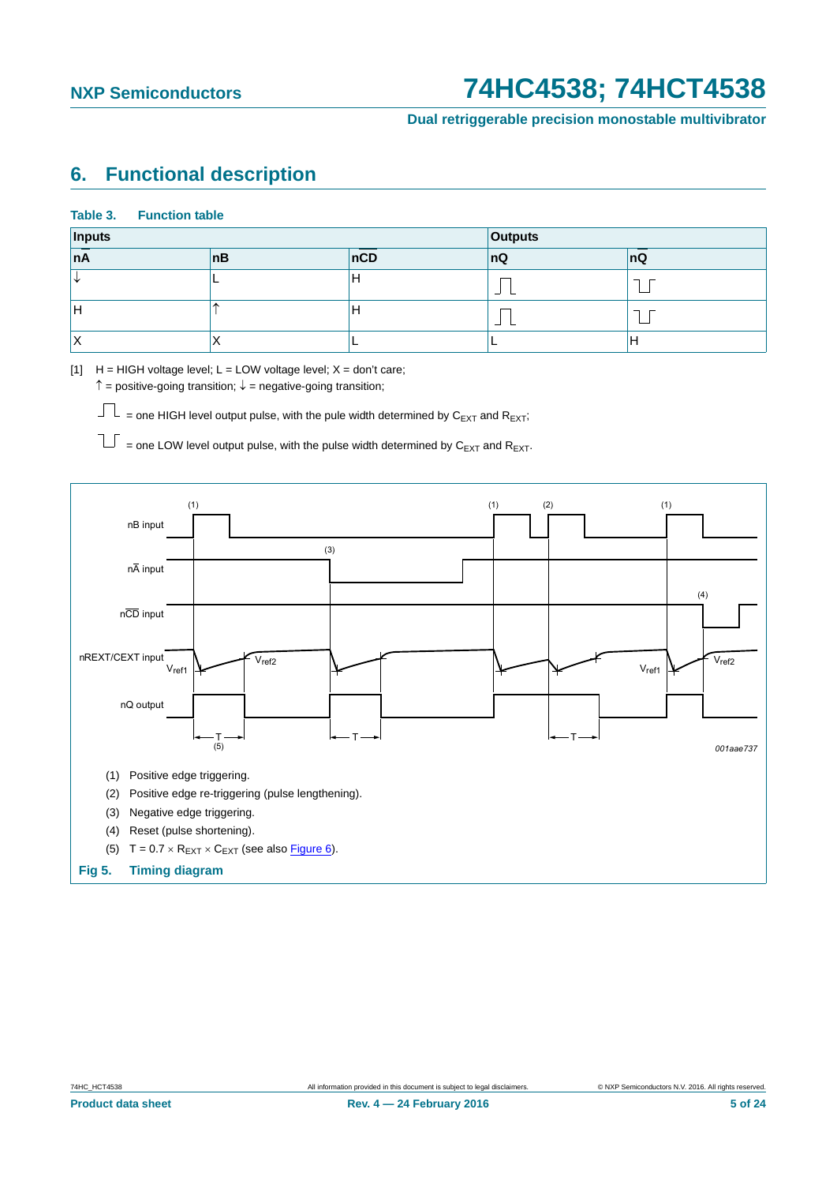## 6. Functional description

**Table 3. Function table**

| Inputs | | | Outputs | |
|---|---|---|---|---|
| $n\overline{A}$ | nB | $n\overline{CD}$ | nQ | $n\overline{Q}$ |
| ↓ | L | H | ⎍ | ⨆ |
| H | ↑ | H | ⎍ | ⨆ |
| X | X | L | L | H |

[1] H = HIGH voltage level; L = LOW voltage level; X = don't care;
↑ = positive-going transition; ↓ = negative-going transition;

⎍ = one HIGH level output pulse, with the pule width determined by $C_{EXT}$ and $R_{EXT}$;

⨆ = one LOW level output pulse, with the pulse width determined by $C_{EXT}$ and $R_{EXT}$.

(1) Positive edge triggering.

(2) Positive edge re-triggering (pulse lengthening).

(3) Negative edge triggering.

(4) Reset (pulse shortening).

(5) $T = 0.7 \times R_{EXT} \times C_{EXT}$ (see also Figure 6).

**Fig 5. Timing diagram**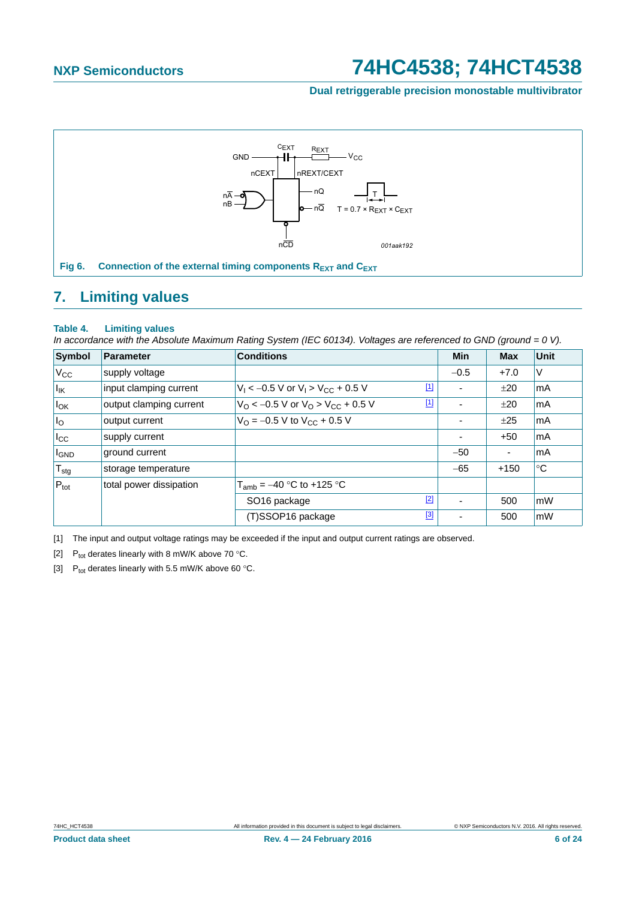GND — $C_{EXT}$ — $R_{EXT}$ — $V_{CC}$

nCEXT, nREXT/CEXT

$n\overline{A}$, nB, nQ, $n\overline{Q}$, $n\overline{CD}$

$T = 0.7 \times R_{EXT} \times C_{EXT}$

001aak192

**Fig 6. Connection of the external timing components $R_{EXT}$ and $C_{EXT}$**

## 7. Limiting values

**Table 4. Limiting values**

*In accordance with the Absolute Maximum Rating System (IEC 60134). Voltages are referenced to GND (ground = 0 V).*

| Symbol | Parameter | Conditions | | Min | Max | Unit |
|---|---|---|---|---|---|---|
| $V_{CC}$ | supply voltage | | | −0.5 | +7.0 | V |
| $I_{IK}$ | input clamping current | $V_I < -0.5$ V or $V_I > V_{CC} + 0.5$ V | [1] | - | ±20 | mA |
| $I_{OK}$ | output clamping current | $V_O < -0.5$ V or $V_O > V_{CC} + 0.5$ V | [1] | - | ±20 | mA |
| $I_O$ | output current | $V_O = -0.5$ V to $V_{CC} + 0.5$ V | | - | ±25 | mA |
| $I_{CC}$ | supply current | | | - | +50 | mA |
| $I_{GND}$ | ground current | | | −50 | - | mA |
| $T_{stg}$ | storage temperature | | | −65 | +150 | °C |
| $P_{tot}$ | total power dissipation | $T_{amb} = -40$ °C to +125 °C | | | | |
| | | SO16 package | [2] | - | 500 | mW |
| | | (T)SSOP16 package | [3] | - | 500 | mW |

[1] The input and output voltage ratings may be exceeded if the input and output current ratings are observed.

[2] $P_{tot}$ derates linearly with 8 mW/K above 70 °C.

[3] $P_{tot}$ derates linearly with 5.5 mW/K above 60 °C.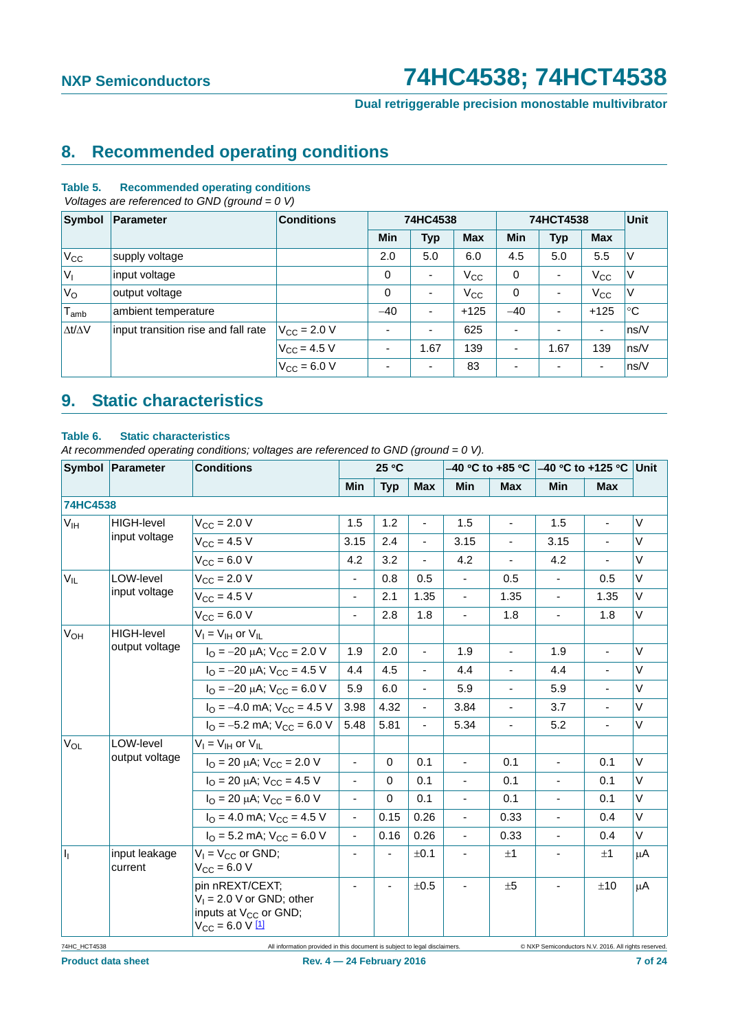## 8. Recommended operating conditions

**Table 5. Recommended operating conditions**

*Voltages are referenced to GND (ground = 0 V)*

| Symbol | Parameter | Conditions | 74HC4538 | | | 74HCT4538 | | | Unit |
|---|---|---|---|---|---|---|---|---|---|
| | | | Min | Typ | Max | Min | Typ | Max | |
| $V_{CC}$ | supply voltage | | 2.0 | 5.0 | 6.0 | 4.5 | 5.0 | 5.5 | V |
| $V_I$ | input voltage | | 0 | - | $V_{CC}$ | 0 | - | $V_{CC}$ | V |
| $V_O$ | output voltage | | 0 | - | $V_{CC}$ | 0 | - | $V_{CC}$ | V |
| $T_{amb}$ | ambient temperature | | −40 | - | +125 | −40 | - | +125 | °C |
| $\Delta t/\Delta V$ | input transition rise and fall rate | $V_{CC}$ = 2.0 V | - | - | 625 | - | - | - | ns/V |
| | | $V_{CC}$ = 4.5 V | - | 1.67 | 139 | - | 1.67 | 139 | ns/V |
| | | $V_{CC}$ = 6.0 V | - | - | 83 | - | - | - | ns/V |

## 9. Static characteristics

**Table 6. Static characteristics**

*At recommended operating conditions; voltages are referenced to GND (ground = 0 V).*

| Symbol | Parameter | Conditions | 25 °C | | | −40 °C to +85 °C | | −40 °C to +125 °C | | Unit |
|---|---|---|---|---|---|---|---|---|---|---|
| | | | Min | Typ | Max | Min | Max | Min | Max | |
| **74HC4538** | | | | | | | | | | |
| $V_{IH}$ | HIGH-level input voltage | $V_{CC}$ = 2.0 V | 1.5 | 1.2 | - | 1.5 | - | 1.5 | - | V |
| | | $V_{CC}$ = 4.5 V | 3.15 | 2.4 | - | 3.15 | - | 3.15 | - | V |
| | | $V_{CC}$ = 6.0 V | 4.2 | 3.2 | - | 4.2 | - | 4.2 | - | V |
| $V_{IL}$ | LOW-level input voltage | $V_{CC}$ = 2.0 V | - | 0.8 | 0.5 | - | 0.5 | - | 0.5 | V |
| | | $V_{CC}$ = 4.5 V | - | 2.1 | 1.35 | - | 1.35 | - | 1.35 | V |
| | | $V_{CC}$ = 6.0 V | - | 2.8 | 1.8 | - | 1.8 | - | 1.8 | V |
| $V_{OH}$ | HIGH-level output voltage | $V_I = V_{IH}$ or $V_{IL}$ | | | | | | | | |
| | | $I_O$ = −20 μA; $V_{CC}$ = 2.0 V | 1.9 | 2.0 | - | 1.9 | - | 1.9 | - | V |
| | | $I_O$ = −20 μA; $V_{CC}$ = 4.5 V | 4.4 | 4.5 | - | 4.4 | - | 4.4 | - | V |
| | | $I_O$ = −20 μA; $V_{CC}$ = 6.0 V | 5.9 | 6.0 | - | 5.9 | - | 5.9 | - | V |
| | | $I_O$ = −4.0 mA; $V_{CC}$ = 4.5 V | 3.98 | 4.32 | - | 3.84 | - | 3.7 | - | V |
| | | $I_O$ = −5.2 mA; $V_{CC}$ = 6.0 V | 5.48 | 5.81 | - | 5.34 | - | 5.2 | - | V |
| $V_{OL}$ | LOW-level output voltage | $V_I = V_{IH}$ or $V_{IL}$ | | | | | | | | |
| | | $I_O$ = 20 μA; $V_{CC}$ = 2.0 V | - | 0 | 0.1 | - | 0.1 | - | 0.1 | V |
| | | $I_O$ = 20 μA; $V_{CC}$ = 4.5 V | - | 0 | 0.1 | - | 0.1 | - | 0.1 | V |
| | | $I_O$ = 20 μA; $V_{CC}$ = 6.0 V | - | 0 | 0.1 | - | 0.1 | - | 0.1 | V |
| | | $I_O$ = 4.0 mA; $V_{CC}$ = 4.5 V | - | 0.15 | 0.26 | - | 0.33 | - | 0.4 | V |
| | | $I_O$ = 5.2 mA; $V_{CC}$ = 6.0 V | - | 0.16 | 0.26 | - | 0.33 | - | 0.4 | V |
| $I_I$ | input leakage current | $V_I = V_{CC}$ or GND; $V_{CC}$ = 6.0 V | - | - | ±0.1 | - | ±1 | - | ±1 | μA |
| | | pin nREXT/CEXT; $V_I$ = 2.0 V or GND; other inputs at $V_{CC}$ or GND; $V_{CC}$ = 6.0 V [1] | - | - | ±0.5 | - | ±5 | - | ±10 | μA |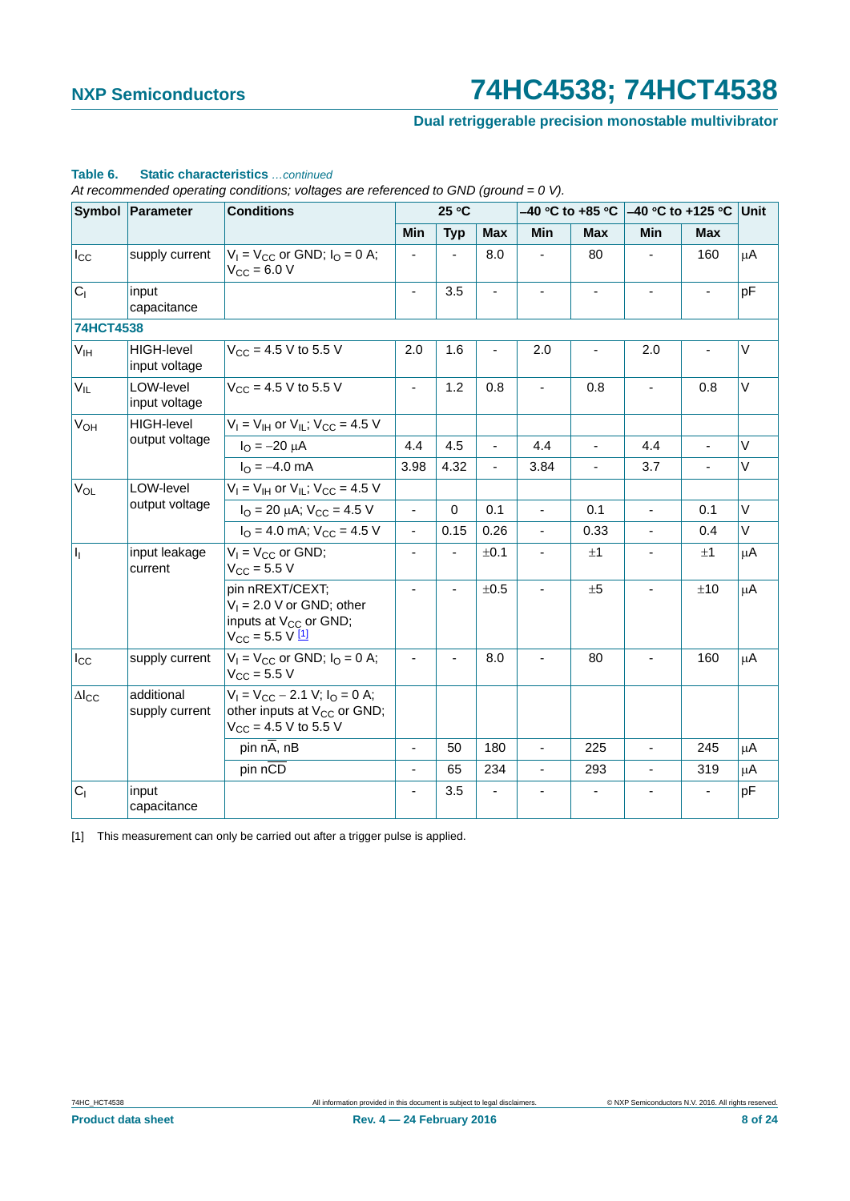**Table 6. Static characteristics** *...continued*

*At recommended operating conditions; voltages are referenced to GND (ground = 0 V).*

| Symbol | Parameter | Conditions | 25 °C | | | −40 °C to +85 °C | | −40 °C to +125 °C | | Unit |
|---|---|---|---|---|---|---|---|---|---|---|
| | | | Min | Typ | Max | Min | Max | Min | Max | |
| $I_{CC}$ | supply current | $V_I = V_{CC}$ or GND; $I_O = 0$ A; $V_{CC} = 6.0$ V | - | - | 8.0 | - | 80 | - | 160 | μA |
| $C_I$ | input capacitance | | - | 3.5 | - | - | - | - | - | pF |
| **74HCT4538** | | | | | | | | | | |
| $V_{IH}$ | HIGH-level input voltage | $V_{CC} = 4.5$ V to 5.5 V | 2.0 | 1.6 | - | 2.0 | - | 2.0 | - | V |
| $V_{IL}$ | LOW-level input voltage | $V_{CC} = 4.5$ V to 5.5 V | - | 1.2 | 0.8 | - | 0.8 | - | 0.8 | V |
| $V_{OH}$ | HIGH-level output voltage | $V_I = V_{IH}$ or $V_{IL}$; $V_{CC} = 4.5$ V | | | | | | | | |
| | | $I_O = -20$ μA | 4.4 | 4.5 | - | 4.4 | - | 4.4 | - | V |
| | | $I_O = -4.0$ mA | 3.98 | 4.32 | - | 3.84 | - | 3.7 | - | V |
| $V_{OL}$ | LOW-level output voltage | $V_I = V_{IH}$ or $V_{IL}$; $V_{CC} = 4.5$ V | | | | | | | | |
| | | $I_O = 20$ μA; $V_{CC} = 4.5$ V | - | 0 | 0.1 | - | 0.1 | - | 0.1 | V |
| | | $I_O = 4.0$ mA; $V_{CC} = 4.5$ V | - | 0.15 | 0.26 | - | 0.33 | - | 0.4 | V |
| $I_I$ | input leakage current | $V_I = V_{CC}$ or GND; $V_{CC} = 5.5$ V | - | - | ±0.1 | - | ±1 | - | ±1 | μA |
| | | pin nREXT/CEXT; $V_I = 2.0$ V or GND; other inputs at $V_{CC}$ or GND; $V_{CC} = 5.5$ V [1] | - | - | ±0.5 | - | ±5 | - | ±10 | μA |
| $I_{CC}$ | supply current | $V_I = V_{CC}$ or GND; $I_O = 0$ A; $V_{CC} = 5.5$ V | - | - | 8.0 | - | 80 | - | 160 | μA |
| $\Delta I_{CC}$ | additional supply current | $V_I = V_{CC} - 2.1$ V; $I_O = 0$ A; other inputs at $V_{CC}$ or GND; $V_{CC} = 4.5$ V to 5.5 V | | | | | | | | |
| | | pin $n\overline{A}$, nB | - | 50 | 180 | - | 225 | - | 245 | μA |
| | | pin $n\overline{CD}$ | - | 65 | 234 | - | 293 | - | 319 | μA |
| $C_I$ | input capacitance | | - | 3.5 | - | - | - | - | - | pF |

[1] This measurement can only be carried out after a trigger pulse is applied.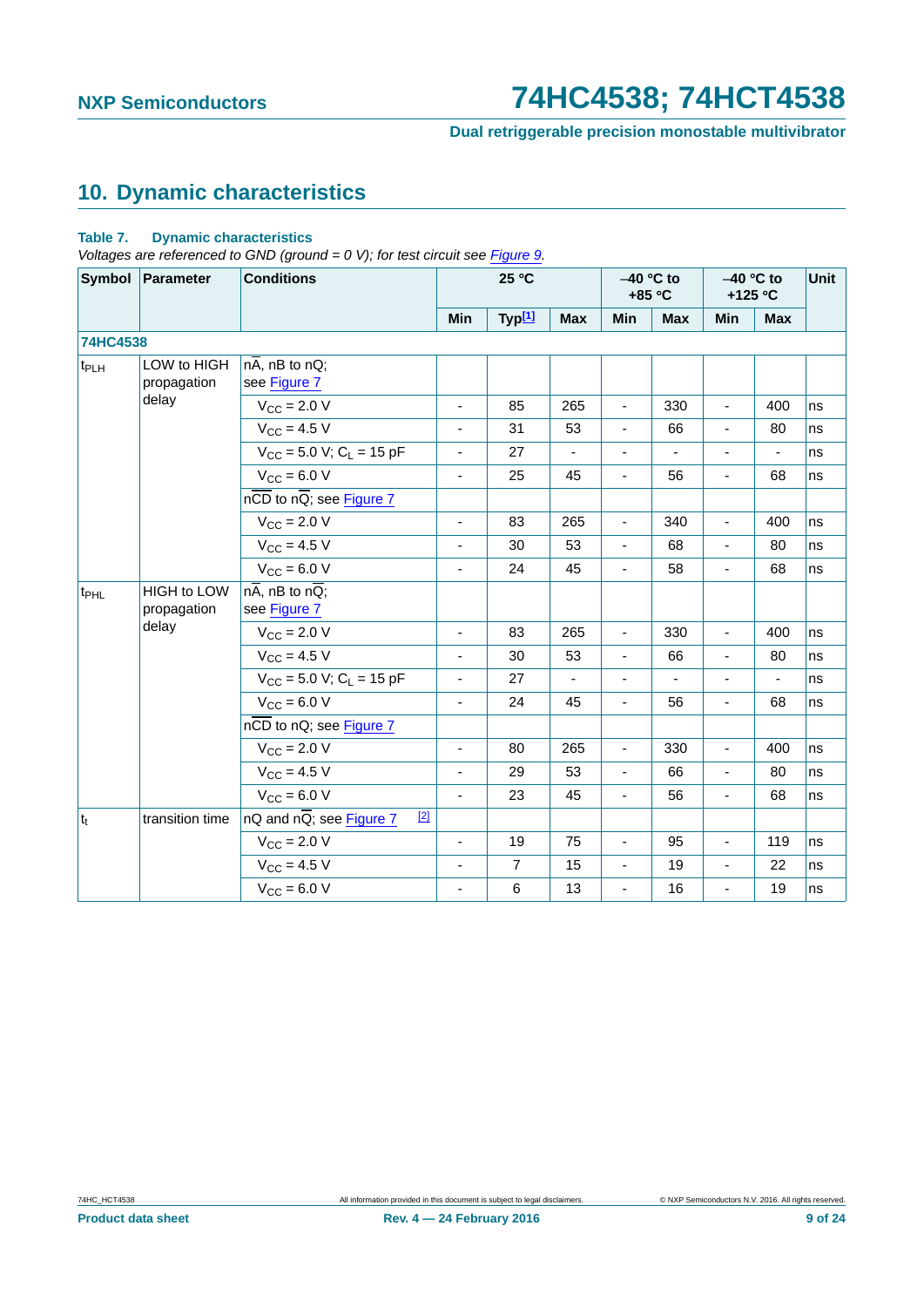## 10. Dynamic characteristics

**Table 7. Dynamic characteristics**

*Voltages are referenced to GND (ground = 0 V); for test circuit see Figure 9.*

| Symbol | Parameter | Conditions | 25 °C | | | −40 °C to +85 °C | | −40 °C to +125 °C | | Unit |
|---|---|---|---|---|---|---|---|---|---|---|
| | | | Min | Typ[1] | Max | Min | Max | Min | Max | |
| **74HC4538** | | | | | | | | | | |
| $t_{PLH}$ | LOW to HIGH propagation delay | $n\overline{A}$, nB to nQ; see Figure 7 | | | | | | | | |
| | | $V_{CC}$ = 2.0 V | - | 85 | 265 | - | 330 | - | 400 | ns |
| | | $V_{CC}$ = 4.5 V | - | 31 | 53 | - | 66 | - | 80 | ns |
| | | $V_{CC}$ = 5.0 V; $C_L$ = 15 pF | - | 27 | - | - | - | - | - | ns |
| | | $V_{CC}$ = 6.0 V | - | 25 | 45 | - | 56 | - | 68 | ns |
| | | $n\overline{CD}$ to $n\overline{Q}$; see Figure 7 | | | | | | | | |
| | | $V_{CC}$ = 2.0 V | - | 83 | 265 | - | 340 | - | 400 | ns |
| | | $V_{CC}$ = 4.5 V | - | 30 | 53 | - | 68 | - | 80 | ns |
| | | $V_{CC}$ = 6.0 V | - | 24 | 45 | - | 58 | - | 68 | ns |
| $t_{PHL}$ | HIGH to LOW propagation delay | $n\overline{A}$, nB to $n\overline{Q}$; see Figure 7 | | | | | | | | |
| | | $V_{CC}$ = 2.0 V | - | 83 | 265 | - | 330 | - | 400 | ns |
| | | $V_{CC}$ = 4.5 V | - | 30 | 53 | - | 66 | - | 80 | ns |
| | | $V_{CC}$ = 5.0 V; $C_L$ = 15 pF | - | 27 | - | - | - | - | - | ns |
| | | $V_{CC}$ = 6.0 V | - | 24 | 45 | - | 56 | - | 68 | ns |
| | | $n\overline{CD}$ to nQ; see Figure 7 | | | | | | | | |
| | | $V_{CC}$ = 2.0 V | - | 80 | 265 | - | 330 | - | 400 | ns |
| | | $V_{CC}$ = 4.5 V | - | 29 | 53 | - | 66 | - | 80 | ns |
| | | $V_{CC}$ = 6.0 V | - | 23 | 45 | - | 56 | - | 68 | ns |
| $t_t$ | transition time | nQ and $n\overline{Q}$; see Figure 7 [2] | | | | | | | | |
| | | $V_{CC}$ = 2.0 V | - | 19 | 75 | - | 95 | - | 119 | ns |
| | | $V_{CC}$ = 4.5 V | - | 7 | 15 | - | 19 | - | 22 | ns |
| | | $V_{CC}$ = 6.0 V | - | 6 | 13 | - | 16 | - | 19 | ns |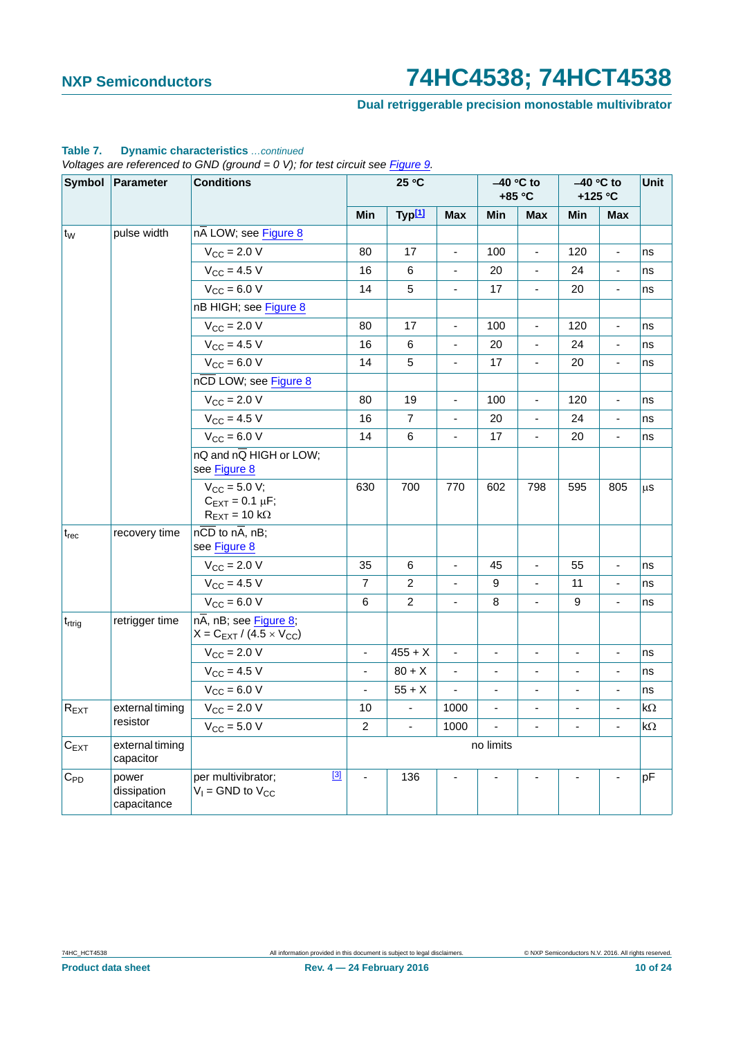**Table 7. Dynamic characteristics** *...continued*

*Voltages are referenced to GND (ground = 0 V); for test circuit see Figure 9.*

| Symbol | Parameter | Conditions | 25 °C | | | −40 °C to +85 °C | | −40 °C to +125 °C | | Unit |
|---|---|---|---|---|---|---|---|---|---|---|
| | | | Min | Typ[1] | Max | Min | Max | Min | Max | |
| $t_W$ | pulse width | $n\overline{A}$ LOW; see Figure 8 | | | | | | | | |
| | | $V_{CC}$ = 2.0 V | 80 | 17 | - | 100 | - | 120 | - | ns |
| | | $V_{CC}$ = 4.5 V | 16 | 6 | - | 20 | - | 24 | - | ns |
| | | $V_{CC}$ = 6.0 V | 14 | 5 | - | 17 | - | 20 | - | ns |
| | | nB HIGH; see Figure 8 | | | | | | | | |
| | | $V_{CC}$ = 2.0 V | 80 | 17 | - | 100 | - | 120 | - | ns |
| | | $V_{CC}$ = 4.5 V | 16 | 6 | - | 20 | - | 24 | - | ns |
| | | $V_{CC}$ = 6.0 V | 14 | 5 | - | 17 | - | 20 | - | ns |
| | | $n\overline{CD}$ LOW; see Figure 8 | | | | | | | | |
| | | $V_{CC}$ = 2.0 V | 80 | 19 | - | 100 | - | 120 | - | ns |
| | | $V_{CC}$ = 4.5 V | 16 | 7 | - | 20 | - | 24 | - | ns |
| | | $V_{CC}$ = 6.0 V | 14 | 6 | - | 17 | - | 20 | - | ns |
| | | nQ and $n\overline{Q}$ HIGH or LOW; see Figure 8 | | | | | | | | |
| | | $V_{CC}$ = 5.0 V; $C_{EXT}$ = 0.1 μF; $R_{EXT}$ = 10 kΩ | 630 | 700 | 770 | 602 | 798 | 595 | 805 | μs |
| $t_{rec}$ | recovery time | $n\overline{CD}$ to $n\overline{A}$, nB; see Figure 8 | | | | | | | | |
| | | $V_{CC}$ = 2.0 V | 35 | 6 | - | 45 | - | 55 | - | ns |
| | | $V_{CC}$ = 4.5 V | 7 | 2 | - | 9 | - | 11 | - | ns |
| | | $V_{CC}$ = 6.0 V | 6 | 2 | - | 8 | - | 9 | - | ns |
| $t_{rtrig}$ | retrigger time | $n\overline{A}$, nB; see Figure 8; $X = C_{EXT} / (4.5 \times V_{CC})$ | | | | | | | | |
| | | $V_{CC}$ = 2.0 V | - | 455 + X | - | - | - | - | - | ns |
| | | $V_{CC}$ = 4.5 V | - | 80 + X | - | - | - | - | - | ns |
| | | $V_{CC}$ = 6.0 V | - | 55 + X | - | - | - | - | - | ns |
| $R_{EXT}$ | external timing resistor | $V_{CC}$ = 2.0 V | 10 | - | 1000 | - | - | - | - | kΩ |
| | | $V_{CC}$ = 5.0 V | 2 | - | 1000 | - | - | - | - | kΩ |
| $C_{EXT}$ | external timing capacitor | | no limits | | | | | | | |
| $C_{PD}$ | power dissipation capacitance | per multivibrator; $V_I$ = GND to $V_{CC}$ [3] | - | 136 | - | - | - | - | - | pF |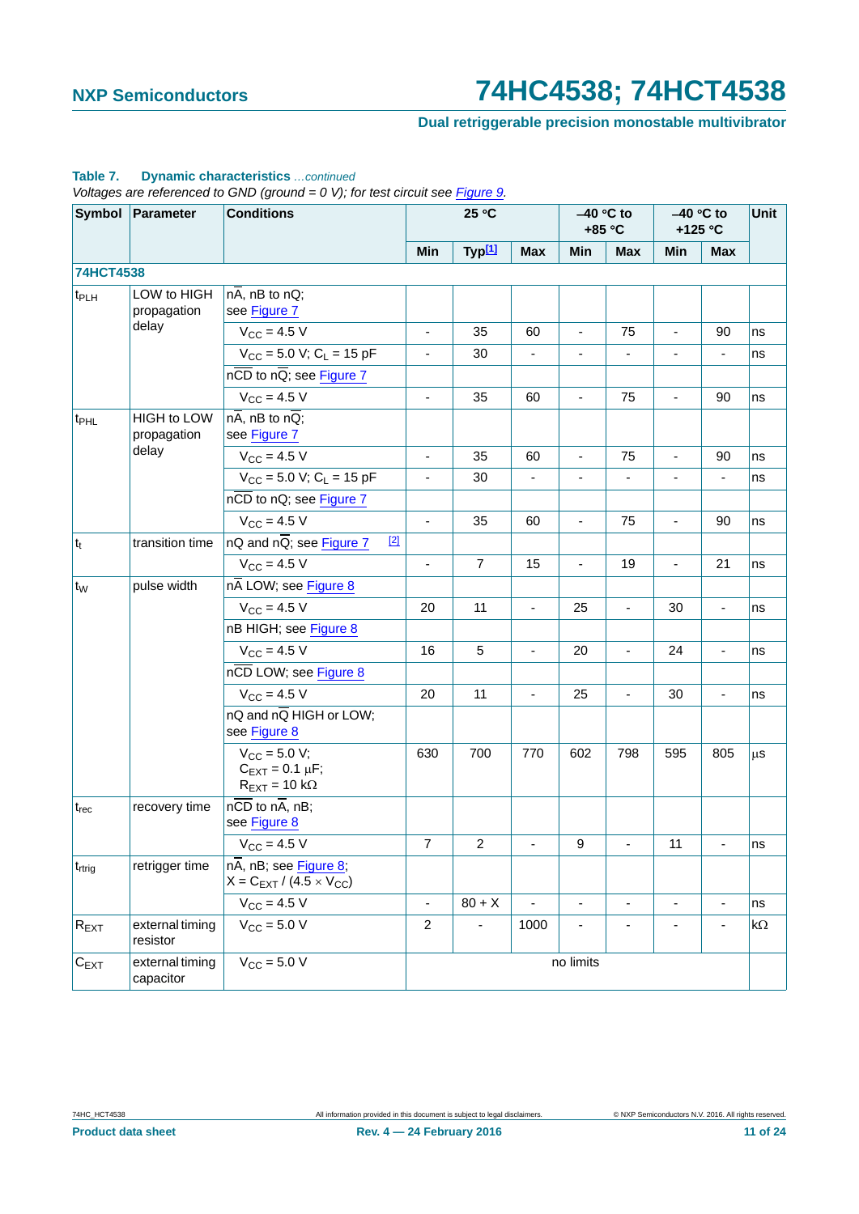**Table 7. Dynamic characteristics** *...continued*

*Voltages are referenced to GND (ground = 0 V); for test circuit see Figure 9.*

| Symbol | Parameter | Conditions | 25 °C | | | −40 °C to +85 °C | | −40 °C to +125 °C | | Unit |
|---|---|---|---|---|---|---|---|---|---|---|
| | | | Min | Typ[1] | Max | Min | Max | Min | Max | |
| **74HCT4538** | | | | | | | | | | |
| $t_{PLH}$ | LOW to HIGH propagation delay | $n\overline{A}$, nB to nQ; see Figure 7 | | | | | | | | |
| | | $V_{CC}$ = 4.5 V | - | 35 | 60 | - | 75 | - | 90 | ns |
| | | $V_{CC}$ = 5.0 V; $C_L$ = 15 pF | - | 30 | - | - | - | - | - | ns |
| | | $n\overline{CD}$ to $n\overline{Q}$; see Figure 7 | | | | | | | | |
| | | $V_{CC}$ = 4.5 V | - | 35 | 60 | - | 75 | - | 90 | ns |
| $t_{PHL}$ | HIGH to LOW propagation delay | $n\overline{A}$, nB to $n\overline{Q}$; see Figure 7 | | | | | | | | |
| | | $V_{CC}$ = 4.5 V | - | 35 | 60 | - | 75 | - | 90 | ns |
| | | $V_{CC}$ = 5.0 V; $C_L$ = 15 pF | - | 30 | - | - | - | - | - | ns |
| | | $n\overline{CD}$ to nQ; see Figure 7 | | | | | | | | |
| | | $V_{CC}$ = 4.5 V | - | 35 | 60 | - | 75 | - | 90 | ns |
| $t_t$ | transition time | nQ and $n\overline{Q}$; see Figure 7 [2] | | | | | | | | |
| | | $V_{CC}$ = 4.5 V | - | 7 | 15 | - | 19 | - | 21 | ns |
| $t_W$ | pulse width | $n\overline{A}$ LOW; see Figure 8 | | | | | | | | |
| | | $V_{CC}$ = 4.5 V | 20 | 11 | - | 25 | - | 30 | - | ns |
| | | nB HIGH; see Figure 8 | | | | | | | | |
| | | $V_{CC}$ = 4.5 V | 16 | 5 | - | 20 | - | 24 | - | ns |
| | | $n\overline{CD}$ LOW; see Figure 8 | | | | | | | | |
| | | $V_{CC}$ = 4.5 V | 20 | 11 | - | 25 | - | 30 | - | ns |
| | | nQ and $n\overline{Q}$ HIGH or LOW; see Figure 8 | | | | | | | | |
| | | $V_{CC}$ = 5.0 V; $C_{EXT}$ = 0.1 μF; $R_{EXT}$ = 10 kΩ | 630 | 700 | 770 | 602 | 798 | 595 | 805 | μs |
| $t_{rec}$ | recovery time | $n\overline{CD}$ to $n\overline{A}$, nB; see Figure 8 | | | | | | | | |
| | | $V_{CC}$ = 4.5 V | 7 | 2 | - | 9 | - | 11 | - | ns |
| $t_{rtrig}$ | retrigger time | $n\overline{A}$, nB; see Figure 8; $X = C_{EXT} / (4.5 \times V_{CC})$ | | | | | | | | |
| | | $V_{CC}$ = 4.5 V | - | 80 + X | - | - | - | - | - | ns |
| $R_{EXT}$ | external timing resistor | $V_{CC}$ = 5.0 V | 2 | - | 1000 | - | - | - | - | kΩ |
| $C_{EXT}$ | external timing capacitor | $V_{CC}$ = 5.0 V | no limits | | | | | | | |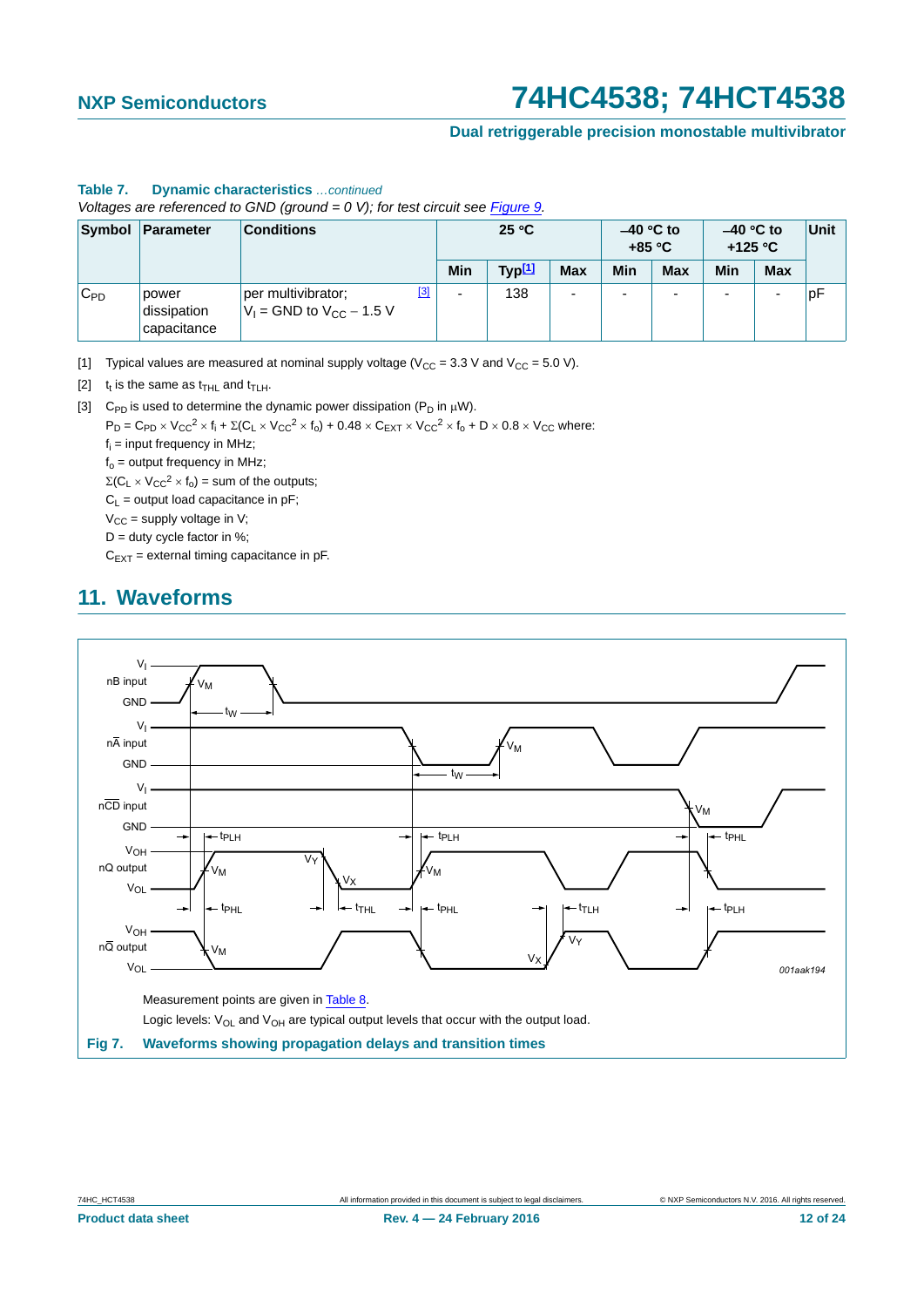**Table 7. Dynamic characteristics** *...continued*

*Voltages are referenced to GND (ground = 0 V); for test circuit see Figure 9.*

| Symbol | Parameter | Conditions | | 25 °C | | | −40 °C to +85 °C | | −40 °C to +125 °C | | Unit |
|---|---|---|---|---|---|---|---|---|---|---|---|
| | | | | Min | Typ[1] | Max | Min | Max | Min | Max | |
| $C_{PD}$ | power dissipation capacitance | per multivibrator; $V_I$ = GND to $V_{CC}$ − 1.5 V | [3] | - | 138 | - | - | - | - | - | pF |

[1] Typical values are measured at nominal supply voltage ($V_{CC}$ = 3.3 V and $V_{CC}$ = 5.0 V).

[2] $t_t$ is the same as $t_{THL}$ and $t_{TLH}$.

[3] $C_{PD}$ is used to determine the dynamic power dissipation ($P_D$ in μW).

$P_D = C_{PD} \times V_{CC}^2 \times f_i + \Sigma(C_L \times V_{CC}^2 \times f_o) + 0.48 \times C_{EXT} \times V_{CC}^2 \times f_o + D \times 0.8 \times V_{CC}$ where:

$f_i$ = input frequency in MHz;

$f_o$ = output frequency in MHz;

$\Sigma(C_L \times V_{CC}^2 \times f_o)$ = sum of the outputs;

$C_L$ = output load capacitance in pF;

$V_{CC}$ = supply voltage in V;

D = duty cycle factor in %;

$C_{EXT}$ = external timing capacitance in pF.

## 11. Waveforms

Measurement points are given in Table 8.

Logic levels: $V_{OL}$ and $V_{OH}$ are typical output levels that occur with the output load.

**Fig 7. Waveforms showing propagation delays and transition times**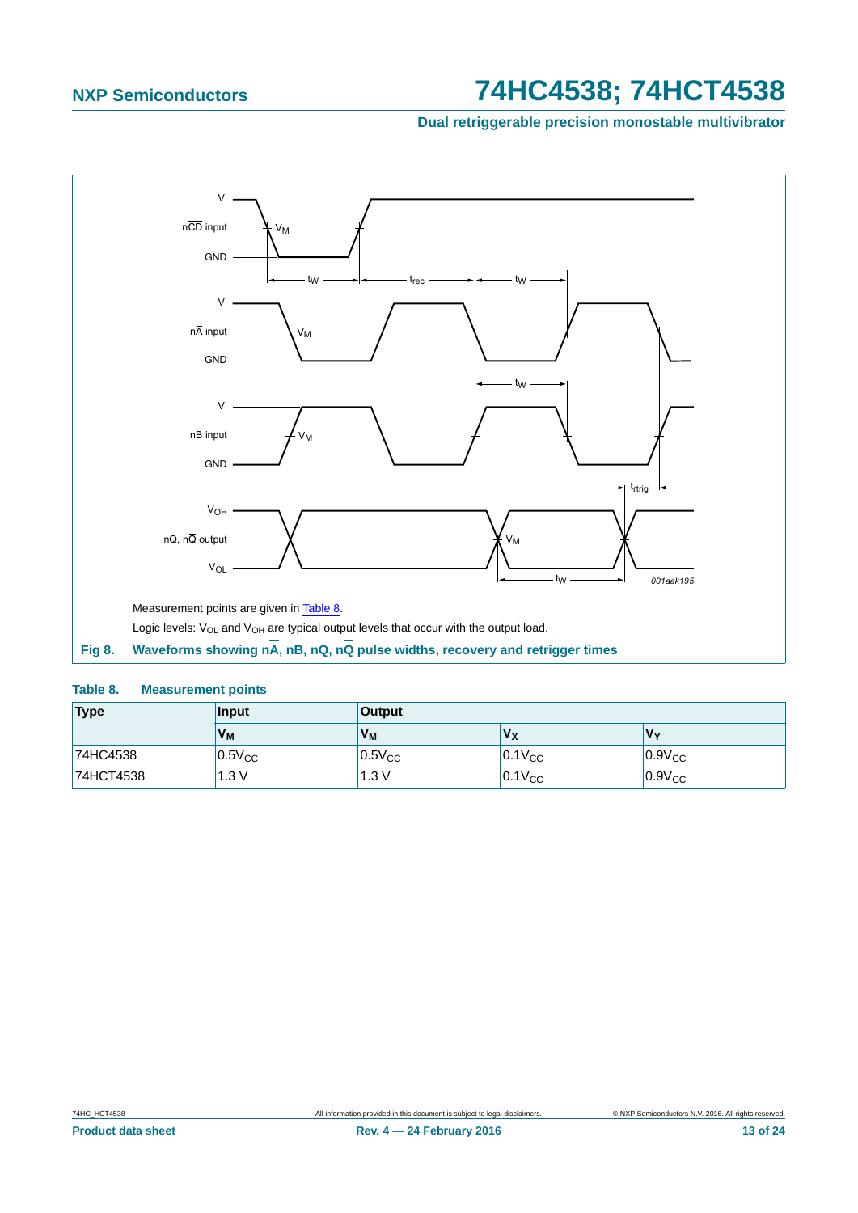Measurement points are given in Table 8.

Logic levels: $V_{OL}$ and $V_{OH}$ are typical output levels that occur with the output load.

**Fig 8. Waveforms showing $n\overline{A}$, nB, nQ, $n\overline{Q}$ pulse widths, recovery and retrigger times**

**Table 8. Measurement points**

| Type | Input | Output | | |
|---|---|---|---|---|
| | $V_M$ | $V_M$ | $V_X$ | $V_Y$ |
| 74HC4538 | $0.5V_{CC}$ | $0.5V_{CC}$ | $0.1V_{CC}$ | $0.9V_{CC}$ |
| 74HCT4538 | 1.3 V | 1.3 V | $0.1V_{CC}$ | $0.9V_{CC}$ |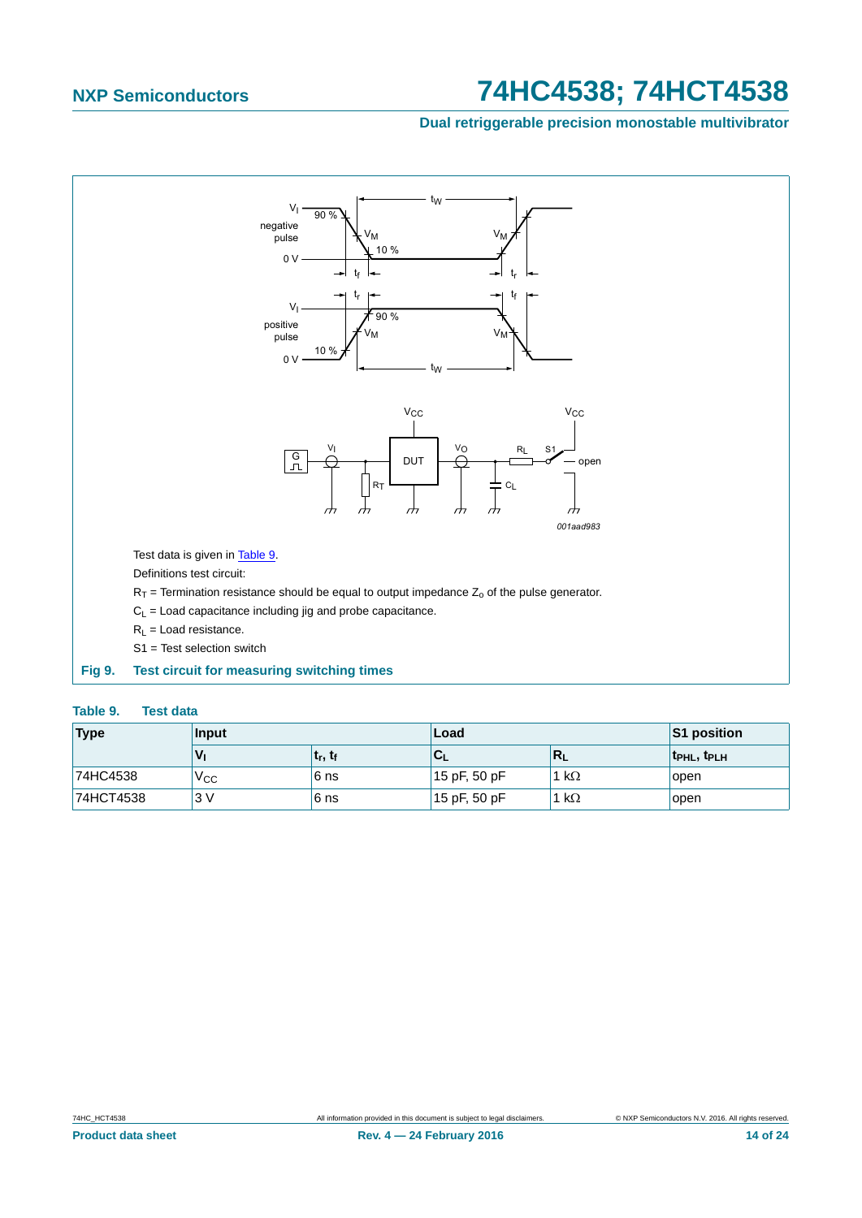Test data is given in Table 9.

Definitions test circuit:

$R_T$ = Termination resistance should be equal to output impedance $Z_o$ of the pulse generator.

$C_L$ = Load capacitance including jig and probe capacitance.

$R_L$ = Load resistance.

S1 = Test selection switch

**Fig 9. Test circuit for measuring switching times**

**Table 9. Test data**

| Type | Input | | Load | | S1 position |
|---|---|---|---|---|---|
| | $V_I$ | $t_r$, $t_f$ | $C_L$ | $R_L$ | $t_{PHL}$, $t_{PLH}$ |
| 74HC4538 | $V_{CC}$ | 6 ns | 15 pF, 50 pF | 1 kΩ | open |
| 74HCT4538 | 3 V | 6 ns | 15 pF, 50 pF | 1 kΩ | open |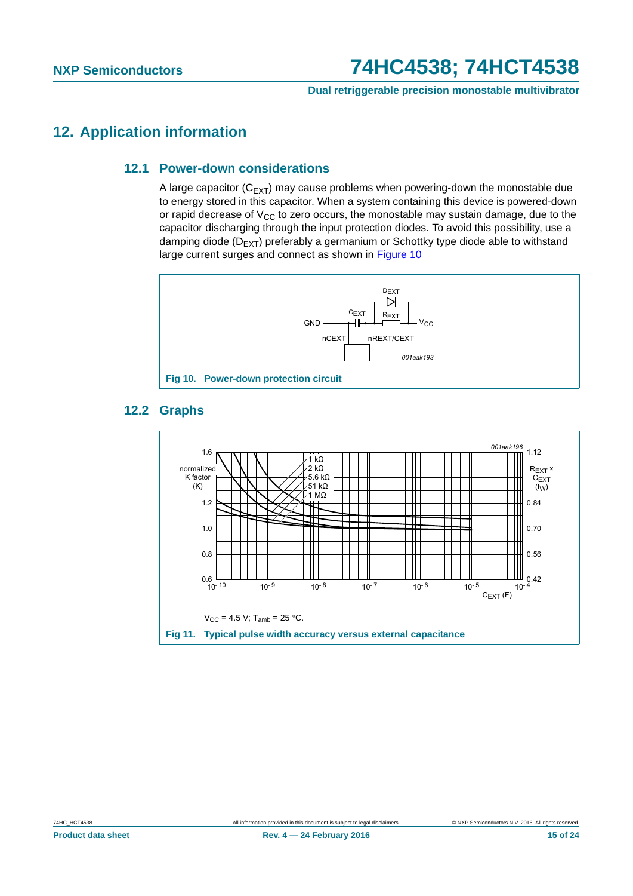## 12. Application information

### 12.1 Power-down considerations

A large capacitor ($C_{EXT}$) may cause problems when powering-down the monostable due to energy stored in this capacitor. When a system containing this device is powered-down or rapid decrease of $V_{CC}$ to zero occurs, the monostable may sustain damage, due to the capacitor discharging through the input protection diodes. To avoid this possibility, use a damping diode ($D_{EXT}$) preferably a germanium or Schottky type diode able to withstand large current surges and connect as shown in Figure 10

**Fig 10. Power-down protection circuit**

### 12.2 Graphs

$V_{CC}$ = 4.5 V; $T_{amb}$ = 25 °C.

**Fig 11. Typical pulse width accuracy versus external capacitance**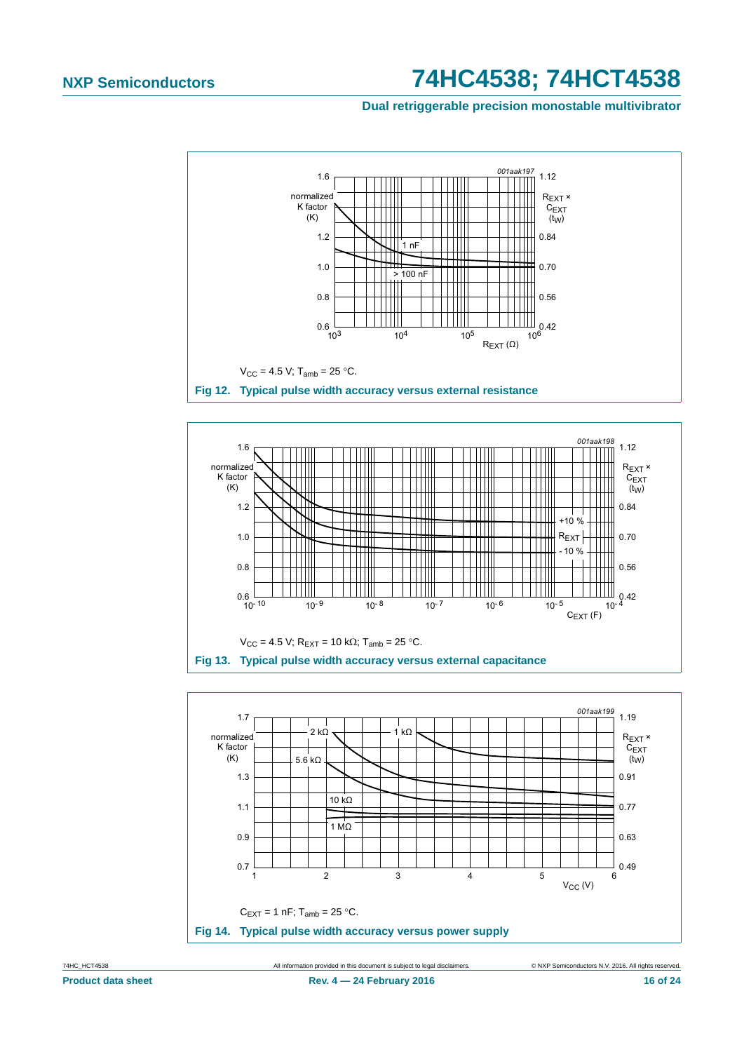$V_{CC}$ = 4.5 V; $T_{amb}$ = 25 °C.

**Fig 12. Typical pulse width accuracy versus external resistance**

$V_{CC}$ = 4.5 V; $R_{EXT}$ = 10 kΩ; $T_{amb}$ = 25 °C.

**Fig 13. Typical pulse width accuracy versus external capacitance**

$C_{EXT}$ = 1 nF; $T_{amb}$ = 25 °C.

**Fig 14. Typical pulse width accuracy versus power supply**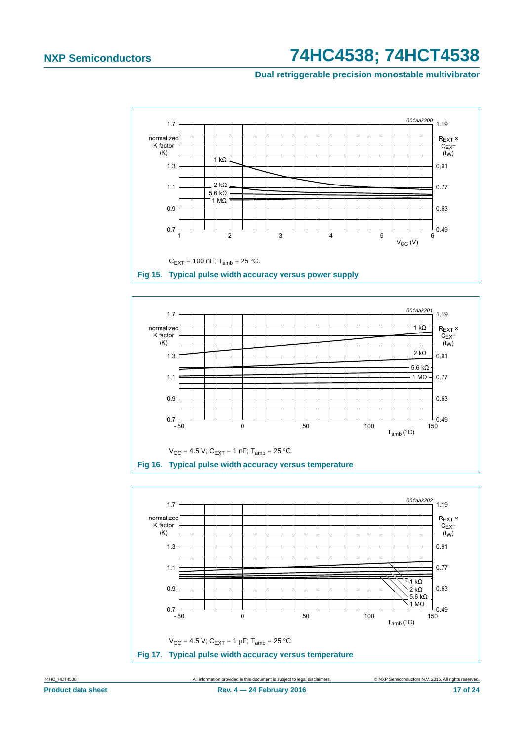$C_{EXT}$ = 100 nF; $T_{amb}$ = 25 °C.

**Fig 15. Typical pulse width accuracy versus power supply**

$V_{CC}$ = 4.5 V; $C_{EXT}$ = 1 nF; $T_{amb}$ = 25 °C.

**Fig 16. Typical pulse width accuracy versus temperature**

$V_{CC}$ = 4.5 V; $C_{EXT}$ = 1 μF; $T_{amb}$ = 25 °C.

**Fig 17. Typical pulse width accuracy versus temperature**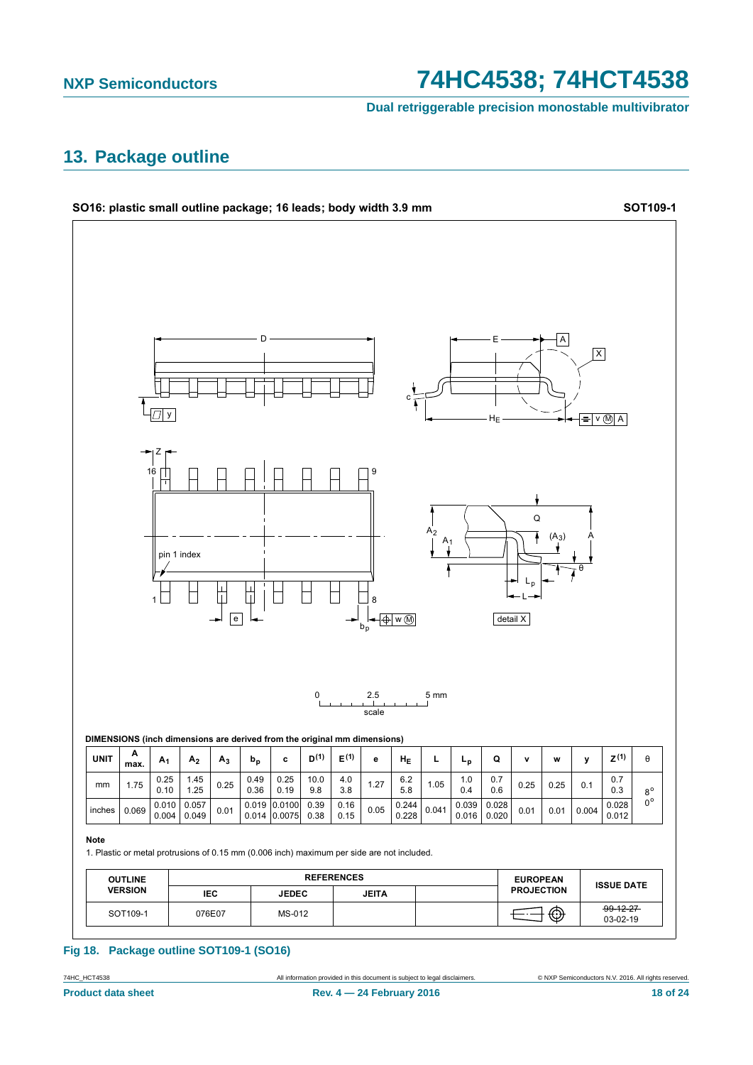## 13. Package outline

**SO16: plastic small outline package; 16 leads; body width 3.9 mm** **SOT109-1**

**DIMENSIONS (inch dimensions are derived from the original mm dimensions)**

| UNIT | A max. | $A_1$ | $A_2$ | $A_3$ | $b_p$ | c | D[(1)] | E[(1)] | e | $H_E$ | L | $L_p$ | Q | v | w | y | Z[(1)] | θ |
|---|---|---|---|---|---|---|---|---|---|---|---|---|---|---|---|---|---|---|
| mm | 1.75 | 0.25 0.10 | 1.45 1.25 | 0.25 | 0.49 0.36 | 0.25 0.19 | 10.0 9.8 | 4.0 3.8 | 1.27 | 6.2 5.8 | 1.05 | 1.0 0.4 | 0.7 0.6 | 0.25 | 0.25 | 0.1 | 0.7 0.3 | 8° 0° |
| inches | 0.069 | 0.010 0.004 | 0.057 0.049 | 0.01 | 0.019 0.014 | 0.0100 0.0075 | 0.39 0.38 | 0.16 0.15 | 0.05 | 0.244 0.228 | 0.041 | 0.039 0.016 | 0.028 0.020 | 0.01 | 0.01 | 0.004 | 0.028 0.012 | |

**Note**

1. Plastic or metal protrusions of 0.15 mm (0.006 inch) maximum per side are not included.

| OUTLINE VERSION | REFERENCES | | | | EUROPEAN PROJECTION | ISSUE DATE |
|---|---|---|---|---|---|---|
| | IEC | JEDEC | JEITA | | | |
| SOT109-1 | 076E07 | MS-012 | | | | ~~99-12-27~~ 03-02-19 |

**Fig 18. Package outline SOT109-1 (SO16)**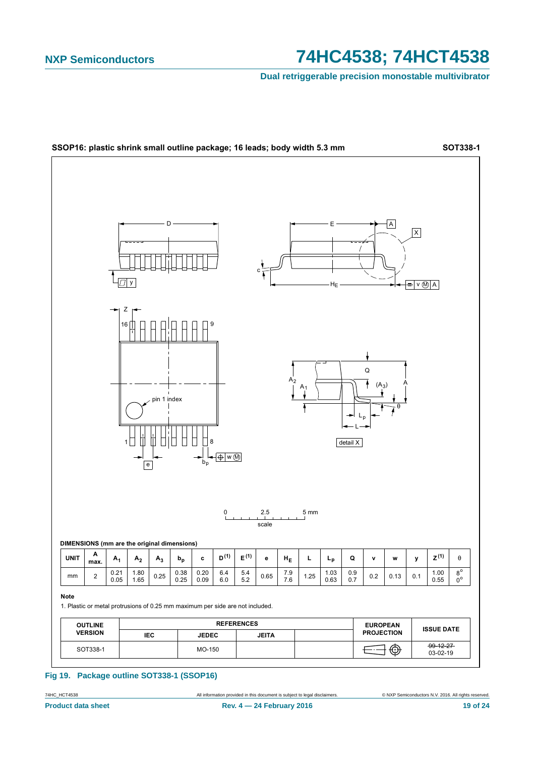**SSOP16: plastic shrink small outline package; 16 leads; body width 5.3 mm** **SOT338-1**

DIMENSIONS (mm are the original dimensions)

| UNIT | A max. | $A_1$ | $A_2$ | $A_3$ | $b_p$ | c | $D^{(1)}$ | $E^{(1)}$ | e | $H_E$ | L | $L_p$ | Q | v | w | y | $Z^{(1)}$ | θ |
|---|---|---|---|---|---|---|---|---|---|---|---|---|---|---|---|---|---|---|
| mm | 2 | 0.21<br>0.05 | 1.80<br>1.65 | 0.25 | 0.38<br>0.25 | 0.20<br>0.09 | 6.4<br>6.0 | 5.4<br>5.2 | 0.65 | 7.9<br>7.6 | 1.25 | 1.03<br>0.63 | 0.9<br>0.7 | 0.2 | 0.13 | 0.1 | 1.00<br>0.55 | 8°<br>0° |

**Note**

1. Plastic or metal protrusions of 0.25 mm maximum per side are not included.

| OUTLINE VERSION | REFERENCES | | | | EUROPEAN PROJECTION | ISSUE DATE |
|---|---|---|---|---|---|---|
| | IEC | JEDEC | JEITA | | | |
| SOT338-1 | | MO-150 | | | | ~~99-12-27~~<br>03-02-19 |

**Fig 19. Package outline SOT338-1 (SSOP16)**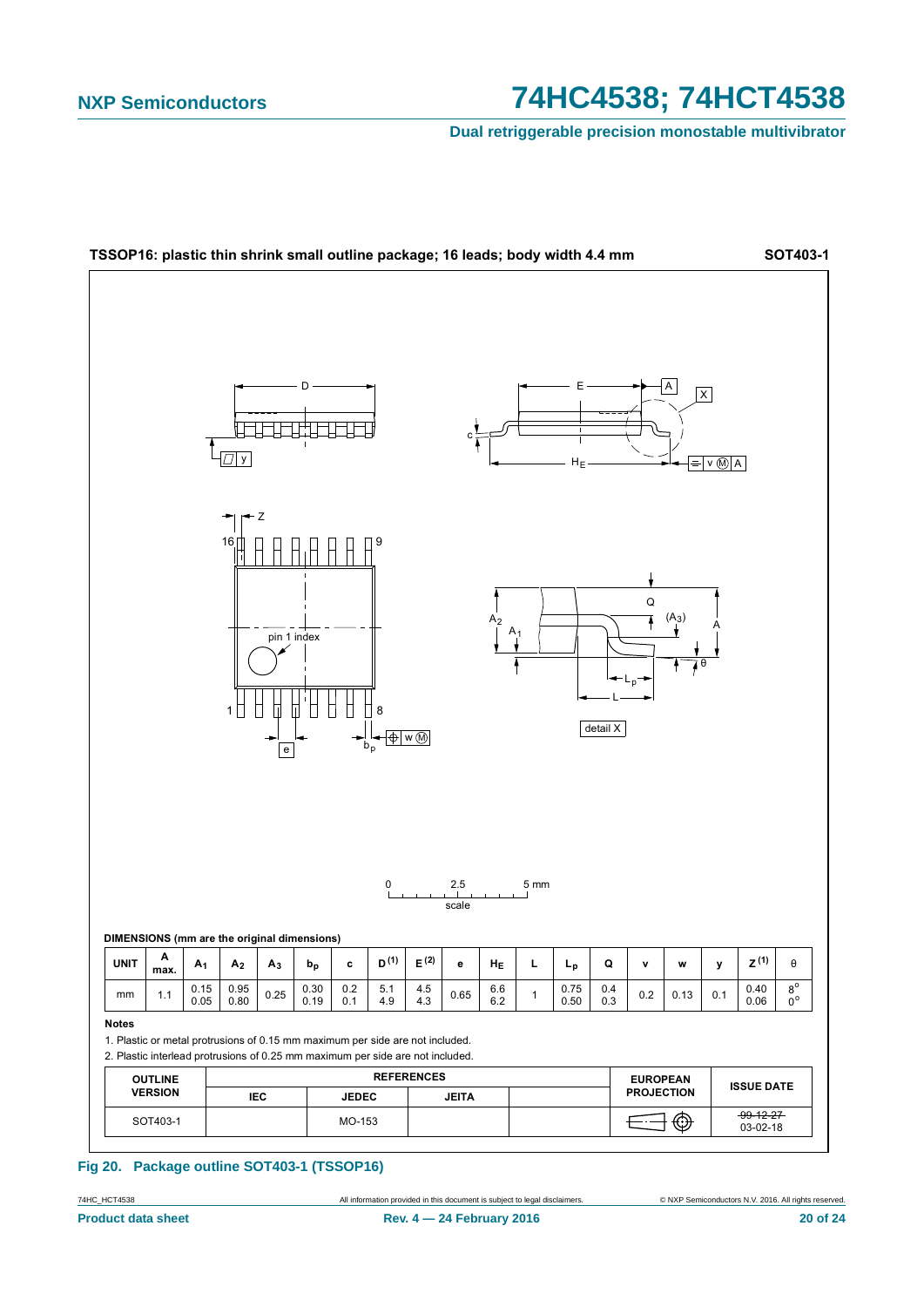TSSOP16: plastic thin shrink small outline package; 16 leads; body width 4.4 mm **SOT403-1**

**DIMENSIONS (mm are the original dimensions)**

| UNIT | A max. | $A_1$ | $A_2$ | $A_3$ | $b_p$ | c | D [1] | E [2] | e | $H_E$ | L | $L_p$ | Q | v | w | y | Z [1] | θ |
|---|---|---|---|---|---|---|---|---|---|---|---|---|---|---|---|---|---|---|
| mm | 1.1 | 0.15<br>0.05 | 0.95<br>0.80 | 0.25 | 0.30<br>0.19 | 0.2<br>0.1 | 5.1<br>4.9 | 4.5<br>4.3 | 0.65 | 6.6<br>6.2 | 1 | 0.75<br>0.50 | 0.4<br>0.3 | 0.2 | 0.13 | 0.1 | 0.40<br>0.06 | 8°<br>0° |

**Notes**

1. Plastic or metal protrusions of 0.15 mm maximum per side are not included.
2. Plastic interlead protrusions of 0.25 mm maximum per side are not included.

| OUTLINE VERSION | REFERENCES | | | | EUROPEAN PROJECTION | ISSUE DATE |
|---|---|---|---|---|---|---|
| | IEC | JEDEC | JEITA | | | |
| SOT403-1 | | MO-153 | | | | ~~99-12-27~~<br>03-02-18 |

**Fig 20. Package outline SOT403-1 (TSSOP16)**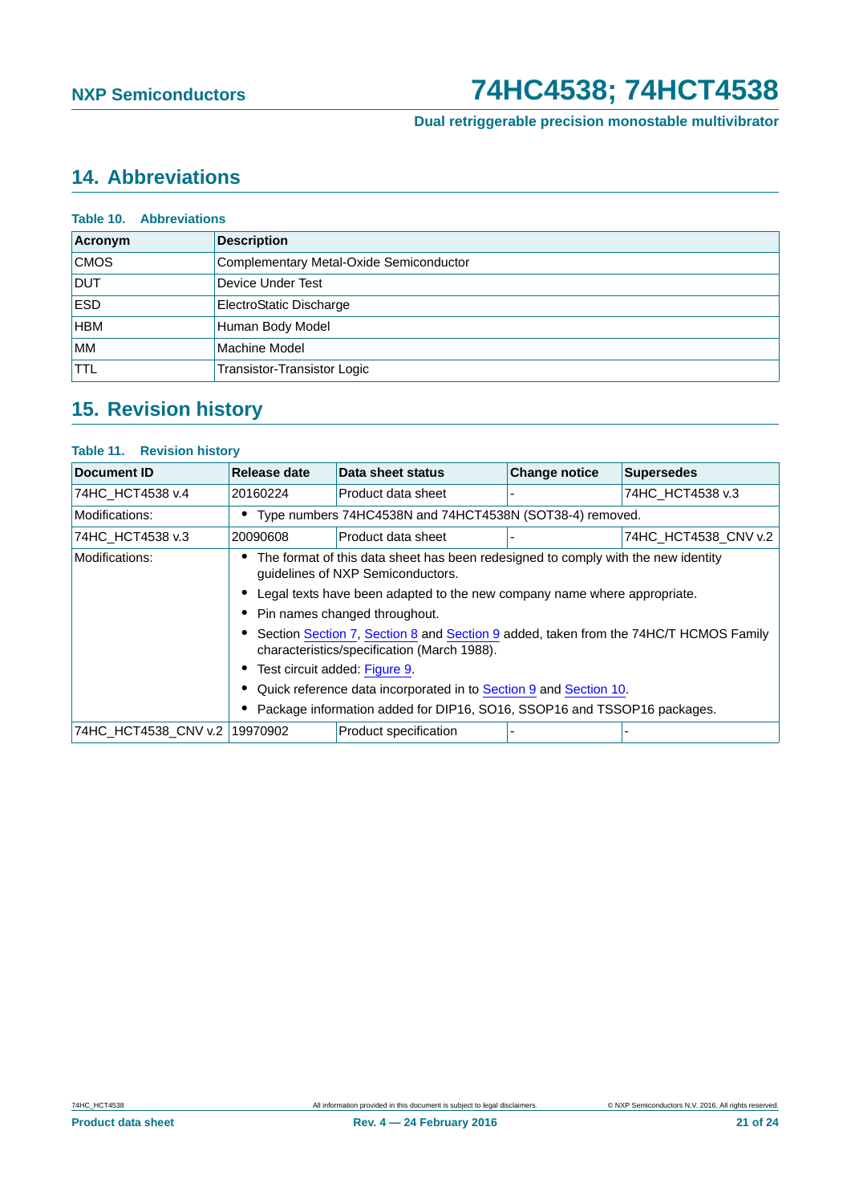## 14. Abbreviations

**Table 10. Abbreviations**

| Acronym | Description |
|---|---|
| CMOS | Complementary Metal-Oxide Semiconductor |
| DUT | Device Under Test |
| ESD | ElectroStatic Discharge |
| HBM | Human Body Model |
| MM | Machine Model |
| TTL | Transistor-Transistor Logic |

## 15. Revision history

**Table 11. Revision history**

| Document ID | Release date | Data sheet status | Change notice | Supersedes |
|---|---|---|---|---|
| 74HC_HCT4538 v.4 | 20160224 | Product data sheet | - | 74HC_HCT4538 v.3 |
| Modifications: | • Type numbers 74HC4538N and 74HCT4538N (SOT38-4) removed. | | | |
| 74HC_HCT4538 v.3 | 20090608 | Product data sheet | - | 74HC_HCT4538_CNV v.2 |
| Modifications: | • The format of this data sheet has been redesigned to comply with the new identity guidelines of NXP Semiconductors. • Legal texts have been adapted to the new company name where appropriate. • Pin names changed throughout. • Section Section 7, Section 8 and Section 9 added, taken from the 74HC/T HCMOS Family characteristics/specification (March 1988). • Test circuit added: Figure 9. • Quick reference data incorporated in to Section 9 and Section 10. • Package information added for DIP16, SO16, SSOP16 and TSSOP16 packages. | | | |
| 74HC_HCT4538_CNV v.2 | 19970902 | Product specification | - | - |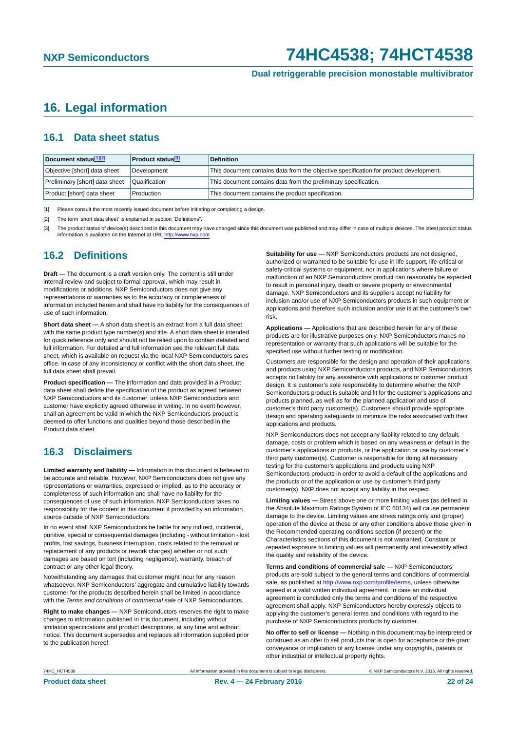## 16. Legal information

### 16.1 Data sheet status

| Document status[1][2] | Product status[3] | Definition |
|---|---|---|
| Objective [short] data sheet | Development | This document contains data from the objective specification for product development. |
| Preliminary [short] data sheet | Qualification | This document contains data from the preliminary specification. |
| Product [short] data sheet | Production | This document contains the product specification. |

[1] Please consult the most recently issued document before initiating or completing a design.

[2] The term 'short data sheet' is explained in section "Definitions".

[3] The product status of device(s) described in this document may have changed since this document was published and may differ in case of multiple devices. The latest product status information is available on the Internet at URL http://www.nxp.com.

### 16.2 Definitions

**Draft —** The document is a draft version only. The content is still under internal review and subject to formal approval, which may result in modifications or additions. NXP Semiconductors does not give any representations or warranties as to the accuracy or completeness of information included herein and shall have no liability for the consequences of use of such information.

**Short data sheet —** A short data sheet is an extract from a full data sheet with the same product type number(s) and title. A short data sheet is intended for quick reference only and should not be relied upon to contain detailed and full information. For detailed and full information see the relevant full data sheet, which is available on request via the local NXP Semiconductors sales office. In case of any inconsistency or conflict with the short data sheet, the full data sheet shall prevail.

**Product specification —** The information and data provided in a Product data sheet shall define the specification of the product as agreed between NXP Semiconductors and its customer, unless NXP Semiconductors and customer have explicitly agreed otherwise in writing. In no event however, shall an agreement be valid in which the NXP Semiconductors product is deemed to offer functions and qualities beyond those described in the Product data sheet.

### 16.3 Disclaimers

**Limited warranty and liability —** Information in this document is believed to be accurate and reliable. However, NXP Semiconductors does not give any representations or warranties, expressed or implied, as to the accuracy or completeness of such information and shall have no liability for the consequences of use of such information. NXP Semiconductors takes no responsibility for the content in this document if provided by an information source outside of NXP Semiconductors.

In no event shall NXP Semiconductors be liable for any indirect, incidental, punitive, special or consequential damages (including - without limitation - lost profits, lost savings, business interruption, costs related to the removal or replacement of any products or rework charges) whether or not such damages are based on tort (including negligence), warranty, breach of contract or any other legal theory.

Notwithstanding any damages that customer might incur for any reason whatsoever, NXP Semiconductors' aggregate and cumulative liability towards customer for the products described herein shall be limited in accordance with the *Terms and conditions of commercial sale* of NXP Semiconductors.

**Right to make changes —** NXP Semiconductors reserves the right to make changes to information published in this document, including without limitation specifications and product descriptions, at any time and without notice. This document supersedes and replaces all information supplied prior to the publication hereof.

**Suitability for use —** NXP Semiconductors products are not designed, authorized or warranted to be suitable for use in life support, life-critical or safety-critical systems or equipment, nor in applications where failure or malfunction of an NXP Semiconductors product can reasonably be expected to result in personal injury, death or severe property or environmental damage. NXP Semiconductors and its suppliers accept no liability for inclusion and/or use of NXP Semiconductors products in such equipment or applications and therefore such inclusion and/or use is at the customer's own risk.

**Applications —** Applications that are described herein for any of these products are for illustrative purposes only. NXP Semiconductors makes no representation or warranty that such applications will be suitable for the specified use without further testing or modification.

Customers are responsible for the design and operation of their applications and products using NXP Semiconductors products, and NXP Semiconductors accepts no liability for any assistance with applications or customer product design. It is customer's sole responsibility to determine whether the NXP Semiconductors product is suitable and fit for the customer's applications and products planned, as well as for the planned application and use of customer's third party customer(s). Customers should provide appropriate design and operating safeguards to minimize the risks associated with their applications and products.

NXP Semiconductors does not accept any liability related to any default, damage, costs or problem which is based on any weakness or default in the customer's applications or products, or the application or use by customer's third party customer(s). Customer is responsible for doing all necessary testing for the customer's applications and products using NXP Semiconductors products in order to avoid a default of the applications and the products or of the application or use by customer's third party customer(s). NXP does not accept any liability in this respect.

**Limiting values —** Stress above one or more limiting values (as defined in the Absolute Maximum Ratings System of IEC 60134) will cause permanent damage to the device. Limiting values are stress ratings only and (proper) operation of the device at these or any other conditions above those given in the Recommended operating conditions section (if present) or the Characteristics sections of this document is not warranted. Constant or repeated exposure to limiting values will permanently and irreversibly affect the quality and reliability of the device.

**Terms and conditions of commercial sale —** NXP Semiconductors products are sold subject to the general terms and conditions of commercial sale, as published at http://www.nxp.com/profile/terms, unless otherwise agreed in a valid written individual agreement. In case an individual agreement is concluded only the terms and conditions of the respective agreement shall apply. NXP Semiconductors hereby expressly objects to applying the customer's general terms and conditions with regard to the purchase of NXP Semiconductors products by customer.

**No offer to sell or license —** Nothing in this document may be interpreted or construed as an offer to sell products that is open for acceptance or the grant, conveyance or implication of any license under any copyrights, patents or other industrial or intellectual property rights.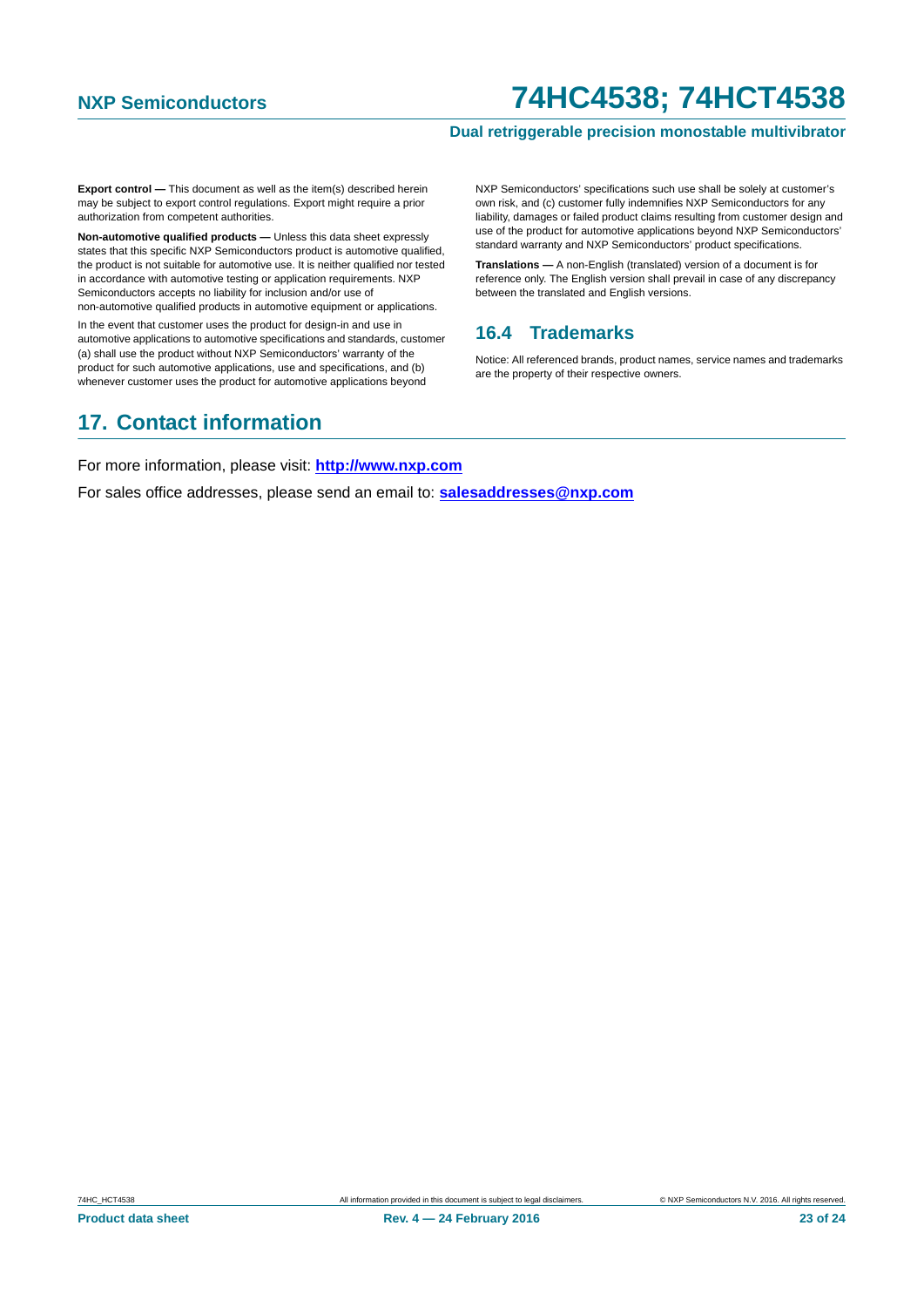**Export control —** This document as well as the item(s) described herein may be subject to export control regulations. Export might require a prior authorization from competent authorities.

**Non-automotive qualified products —** Unless this data sheet expressly states that this specific NXP Semiconductors product is automotive qualified, the product is not suitable for automotive use. It is neither qualified nor tested in accordance with automotive testing or application requirements. NXP Semiconductors accepts no liability for inclusion and/or use of non-automotive qualified products in automotive equipment or applications.

In the event that customer uses the product for design-in and use in automotive applications to automotive specifications and standards, customer (a) shall use the product without NXP Semiconductors' warranty of the product for such automotive applications, use and specifications, and (b) whenever customer uses the product for automotive applications beyond NXP Semiconductors' specifications such use shall be solely at customer's own risk, and (c) customer fully indemnifies NXP Semiconductors for any liability, damages or failed product claims resulting from customer design and use of the product for automotive applications beyond NXP Semiconductors' standard warranty and NXP Semiconductors' product specifications.

**Translations —** A non-English (translated) version of a document is for reference only. The English version shall prevail in case of any discrepancy between the translated and English versions.

### 16.4 Trademarks

Notice: All referenced brands, product names, service names and trademarks are the property of their respective owners.

## 17. Contact information

For more information, please visit: **http://www.nxp.com**

For sales office addresses, please send an email to: **salesaddresses@nxp.com**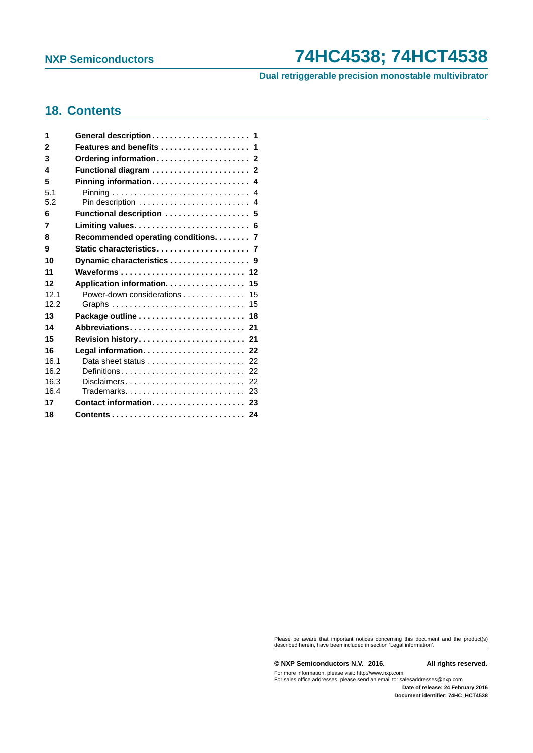## 18. Contents

| | | |
|---|---|---|
| **1** | **General description** | **1** |
| **2** | **Features and benefits** | **1** |
| **3** | **Ordering information** | **2** |
| **4** | **Functional diagram** | **2** |
| **5** | **Pinning information** | **4** |
| 5.1 | Pinning | 4 |
| 5.2 | Pin description | 4 |
| **6** | **Functional description** | **5** |
| **7** | **Limiting values** | **6** |
| **8** | **Recommended operating conditions** | **7** |
| **9** | **Static characteristics** | **7** |
| **10** | **Dynamic characteristics** | **9** |
| **11** | **Waveforms** | **12** |
| **12** | **Application information** | **15** |
| 12.1 | Power-down considerations | 15 |
| 12.2 | Graphs | 15 |
| **13** | **Package outline** | **18** |
| **14** | **Abbreviations** | **21** |
| **15** | **Revision history** | **21** |
| **16** | **Legal information** | **22** |
| 16.1 | Data sheet status | 22 |
| 16.2 | Definitions | 22 |
| 16.3 | Disclaimers | 22 |
| 16.4 | Trademarks | 23 |
| **17** | **Contact information** | **23** |
| **18** | **Contents** | **24** |

Please be aware that important notices concerning this document and the product(s) described herein, have been included in section 'Legal information'.

**© NXP Semiconductors N.V. 2016.** **All rights reserved.**

For more information, please visit: http://www.nxp.com
For sales office addresses, please send an email to: salesaddresses@nxp.com

**Date of release: 24 February 2016**

**Document identifier: 74HC_HCT4538**